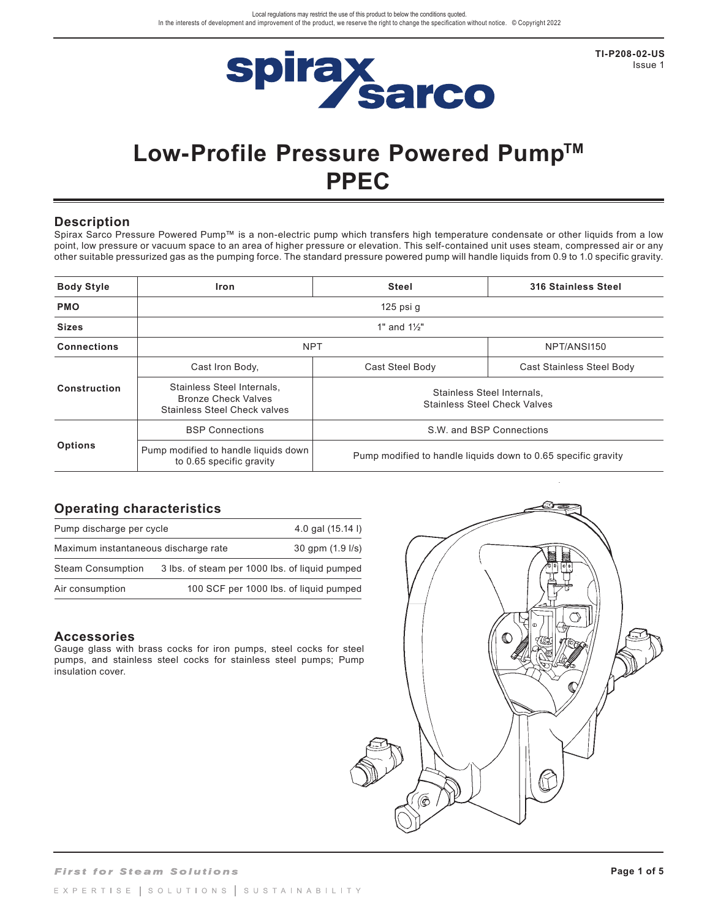Local regulations may restrict the use of this product to below the conditions quoted.
In the interests of development and improvement of the product, we reserve the right to change the specification without notice. © Copyright 2022

TI-P208-02-US
Issue 1

# Low-Profile Pressure Powered Pump™ PPEC

## Description

Spirax Sarco Pressure Powered Pump™ is a non-electric pump which transfers high temperature condensate or other liquids from a low point, low pressure or vacuum space to an area of higher pressure or elevation. This self-contained unit uses steam, compressed air or any other suitable pressurized gas as the pumping force. The standard pressure powered pump will handle liquids from 0.9 to 1.0 specific gravity.

| Body Style | Iron | Steel | 316 Stainless Steel |
|---|---|---|---|
| PMO | 125 psi g | | |
| Sizes | 1" and 1½" | | |
| Connections | NPT | | NPT/ANSI150 |
| Construction | Cast Iron Body, | Cast Steel Body | Cast Stainless Steel Body |
| | Stainless Steel Internals, Bronze Check Valves Stainless Steel Check valves | Stainless Steel Internals, Stainless Steel Check Valves | |
| Options | BSP Connections | S.W. and BSP Connections | |
| | Pump modified to handle liquids down to 0.65 specific gravity | Pump modified to handle liquids down to 0.65 specific gravity | |

## Operating characteristics

| | |
|---|---|
| Pump discharge per cycle | 4.0 gal (15.14 l) |
| Maximum instantaneous discharge rate | 30 gpm (1.9 l/s) |
| Steam Consumption | 3 lbs. of steam per 1000 lbs. of liquid pumped |
| Air consumption | 100 SCF per 1000 lbs. of liquid pumped |

## Accessories

Gauge glass with brass cocks for iron pumps, steel cocks for steel pumps, and stainless steel cocks for stainless steel pumps; Pump insulation cover.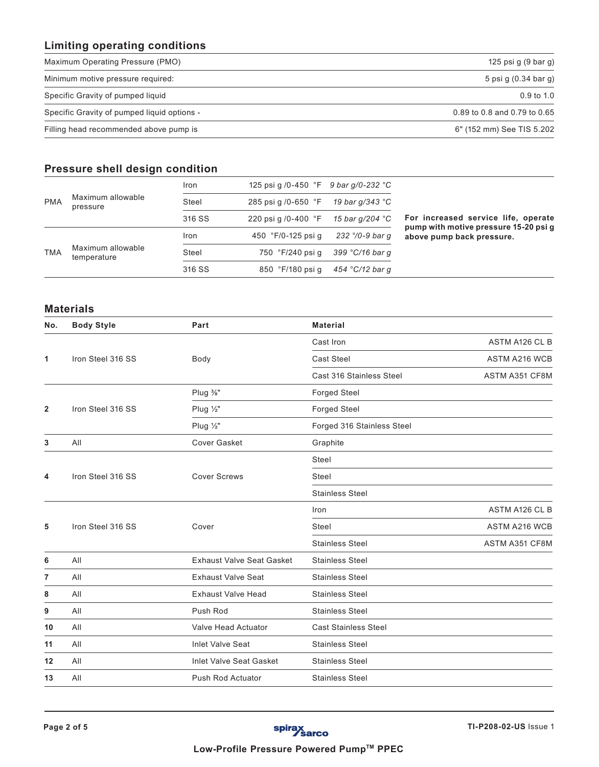## Limiting operating conditions

| | |
|---|---|
| Maximum Operating Pressure (PMO) | 125 psi g (9 bar g) |
| Minimum motive pressure required: | 5 psi g (0.34 bar g) |
| Specific Gravity of pumped liquid | 0.9 to 1.0 |
| Specific Gravity of pumped liquid options - | 0.89 to 0.8 and 0.79 to 0.65 |
| Filling head recommended above pump is | 6" (152 mm) See TIS 5.202 |

## Pressure shell design condition

| | | | | |
|---|---|---|---|---|
| PMA | Maximum allowable pressure | Iron | 125 psi g /0-450 °F | *9 bar g/0-232 °C* |
| | | Steel | 285 psi g /0-650 °F | *19 bar g/343 °C* |
| | | 316 SS | 220 psi g /0-400 °F | *15 bar g/204 °C* |
| TMA | Maximum allowable temperature | Iron | 450 °F/0-125 psi g | *232 °/0-9 bar g* |
| | | Steel | 750 °F/240 psi g | *399 °C/16 bar g* |
| | | 316 SS | 850 °F/180 psi g | *454 °C/12 bar g* |

**For increased service life, operate pump with motive pressure 15-20 psi g above pump back pressure.**

## Materials

| No. | Body Style | Part | Material | |
|---|---|---|---|---|
| **1** | Iron Steel 316 SS | Body | Cast Iron | ASTM A126 CL B |
| | | | Cast Steel | ASTM A216 WCB |
| | | | Cast 316 Stainless Steel | ASTM A351 CF8M |
| **2** | Iron Steel 316 SS | Plug ⅜" | Forged Steel | |
| | | Plug ½" | Forged Steel | |
| | | Plug ½" | Forged 316 Stainless Steel | |
| **3** | All | Cover Gasket | Graphite | |
| **4** | Iron Steel 316 SS | Cover Screws | Steel | |
| | | | Steel | |
| | | | Stainless Steel | |
| **5** | Iron Steel 316 SS | Cover | Iron | ASTM A126 CL B |
| | | | Steel | ASTM A216 WCB |
| | | | Stainless Steel | ASTM A351 CF8M |
| **6** | All | Exhaust Valve Seat Gasket | Stainless Steel | |
| **7** | All | Exhaust Valve Seat | Stainless Steel | |
| **8** | All | Exhaust Valve Head | Stainless Steel | |
| **9** | All | Push Rod | Stainless Steel | |
| **10** | All | Valve Head Actuator | Cast Stainless Steel | |
| **11** | All | Inlet Valve Seat | Stainless Steel | |
| **12** | All | Inlet Valve Seat Gasket | Stainless Steel | |
| **13** | All | Push Rod Actuator | Stainless Steel | |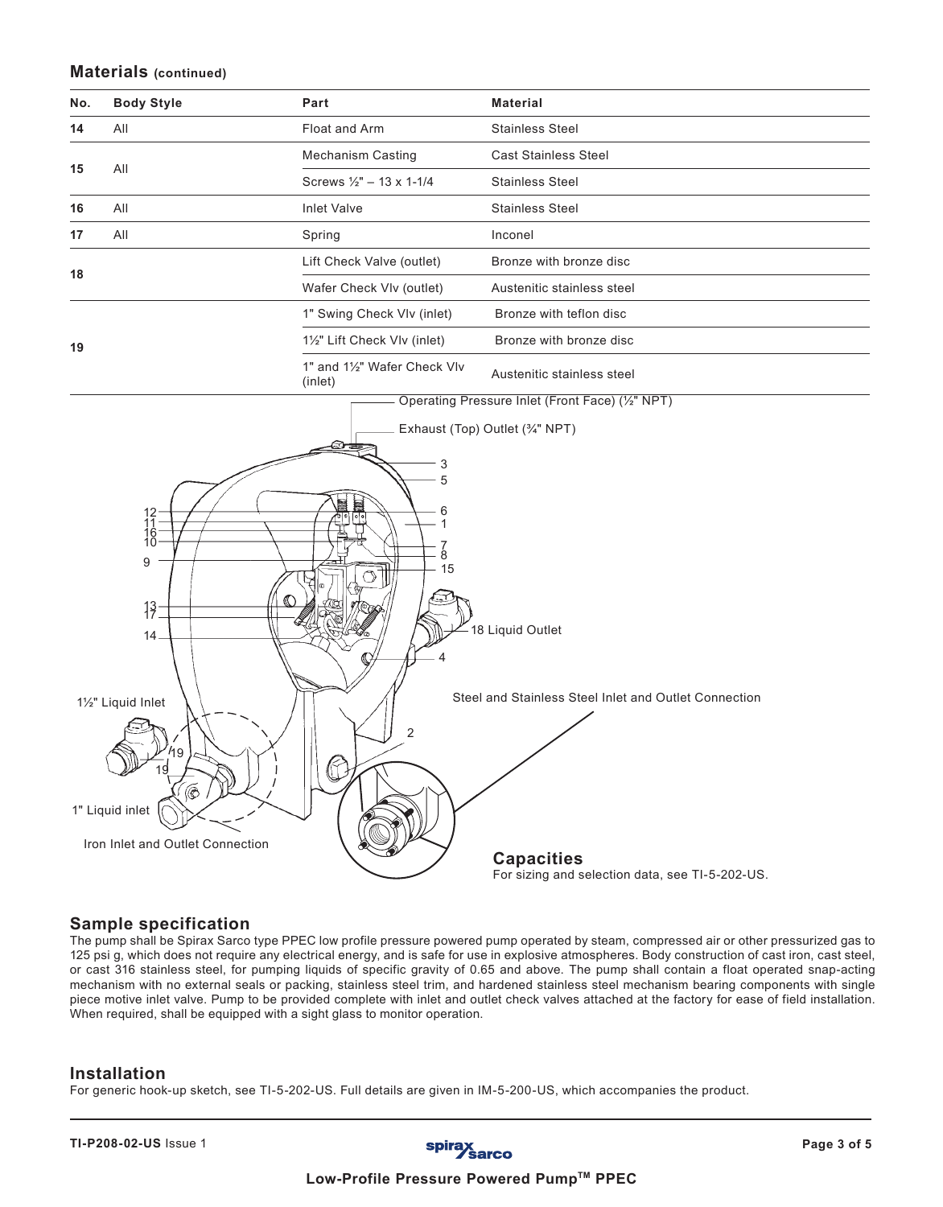## Materials (continued)

| No. | Body Style | Part | Material |
|---|---|---|---|
| 14 | All | Float and Arm | Stainless Steel |
| 15 | All | Mechanism Casting | Cast Stainless Steel |
| | | Screws ½" – 13 x 1-1/4 | Stainless Steel |
| 16 | All | Inlet Valve | Stainless Steel |
| 17 | All | Spring | Inconel |
| 18 | | Lift Check Valve (outlet) | Bronze with bronze disc |
| | | Wafer Check Vlv (outlet) | Austenitic stainless steel |
| 19 | | 1" Swing Check Vlv (inlet) | Bronze with teflon disc |
| | | 1½" Lift Check Vlv (inlet) | Bronze with bronze disc |
| | | 1" and 1½" Wafer Check Vlv (inlet) | Austenitic stainless steel |

Operating Pressure Inlet (Front Face) (½" NPT)

Exhaust (Top) Outlet (¾" NPT)

3, 5, 6, 1, 7, 8, 15, 12, 11, 16, 10, 9, 13, 17, 14, 4, 2, 19

18 Liquid Outlet

1½" Liquid Inlet

1" Liquid inlet

Iron Inlet and Outlet Connection

Steel and Stainless Steel Inlet and Outlet Connection

### Capacities

For sizing and selection data, see TI-5-202-US.

## Sample specification

The pump shall be Spirax Sarco type PPEC low profile pressure powered pump operated by steam, compressed air or other pressurized gas to 125 psi g, which does not require any electrical energy, and is safe for use in explosive atmospheres. Body construction of cast iron, cast steel, or cast 316 stainless steel, for pumping liquids of specific gravity of 0.65 and above. The pump shall contain a float operated snap-acting mechanism with no external seals or packing, stainless steel trim, and hardened stainless steel mechanism bearing components with single piece motive inlet valve. Pump to be provided complete with inlet and outlet check valves attached at the factory for ease of field installation. When required, shall be equipped with a sight glass to monitor operation.

## Installation

For generic hook-up sketch, see TI-5-202-US. Full details are given in IM-5-200-US, which accompanies the product.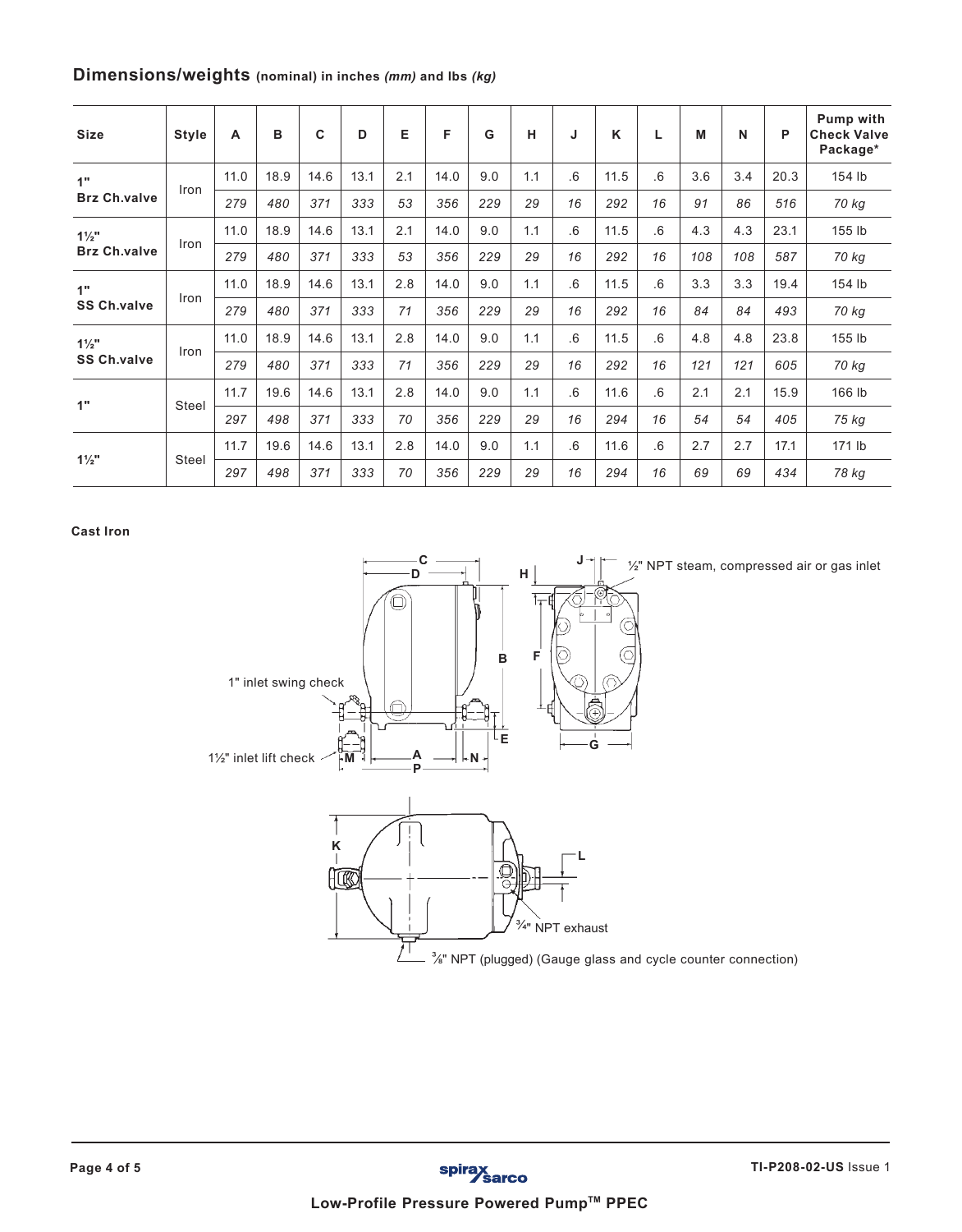## Dimensions/weights (nominal) in inches *(mm)* and lbs *(kg)*

| Size | Style | A | B | C | D | E | F | G | H | J | K | L | M | N | P | Pump with Check Valve Package* |
|---|---|---|---|---|---|---|---|---|---|---|---|---|---|---|---|---|
| **1" Brz Ch.valve** | Iron | 11.0 | 18.9 | 14.6 | 13.1 | 2.1 | 14.0 | 9.0 | 1.1 | .6 | 11.5 | .6 | 3.6 | 3.4 | 20.3 | 154 lb |
| | | *279* | *480* | *371* | *333* | *53* | *356* | *229* | *29* | *16* | *292* | *16* | *91* | *86* | *516* | *70 kg* |
| **1½" Brz Ch.valve** | Iron | 11.0 | 18.9 | 14.6 | 13.1 | 2.1 | 14.0 | 9.0 | 1.1 | .6 | 11.5 | .6 | 4.3 | 4.3 | 23.1 | 155 lb |
| | | *279* | *480* | *371* | *333* | *53* | *356* | *229* | *29* | *16* | *292* | *16* | *108* | *108* | *587* | *70 kg* |
| **1" SS Ch.valve** | Iron | 11.0 | 18.9 | 14.6 | 13.1 | 2.8 | 14.0 | 9.0 | 1.1 | .6 | 11.5 | .6 | 3.3 | 3.3 | 19.4 | 154 lb |
| | | *279* | *480* | *371* | *333* | *71* | *356* | *229* | *29* | *16* | *292* | *16* | *84* | *84* | *493* | *70 kg* |
| **1½" SS Ch.valve** | Iron | 11.0 | 18.9 | 14.6 | 13.1 | 2.8 | 14.0 | 9.0 | 1.1 | .6 | 11.5 | .6 | 4.8 | 4.8 | 23.8 | 155 lb |
| | | *279* | *480* | *371* | *333* | *71* | *356* | *229* | *29* | *16* | *292* | *16* | *121* | *121* | *605* | *70 kg* |
| **1"** | Steel | 11.7 | 19.6 | 14.6 | 13.1 | 2.8 | 14.0 | 9.0 | 1.1 | .6 | 11.6 | .6 | 2.1 | 2.1 | 15.9 | 166 lb |
| | | *297* | *498* | *371* | *333* | *70* | *356* | *229* | *29* | *16* | *294* | *16* | *54* | *54* | *405* | *75 kg* |
| **1½"** | Steel | 11.7 | 19.6 | 14.6 | 13.1 | 2.8 | 14.0 | 9.0 | 1.1 | .6 | 11.6 | .6 | 2.7 | 2.7 | 17.1 | 171 lb |
| | | *297* | *498* | *371* | *333* | *70* | *356* | *229* | *29* | *16* | *294* | *16* | *69* | *69* | *434* | *78 kg* |

**Cast Iron**

1" inlet swing check

1½" inlet lift check

½" NPT steam, compressed air or gas inlet

¾" NPT exhaust

⅜" NPT (plugged) (Gauge glass and cycle counter connection)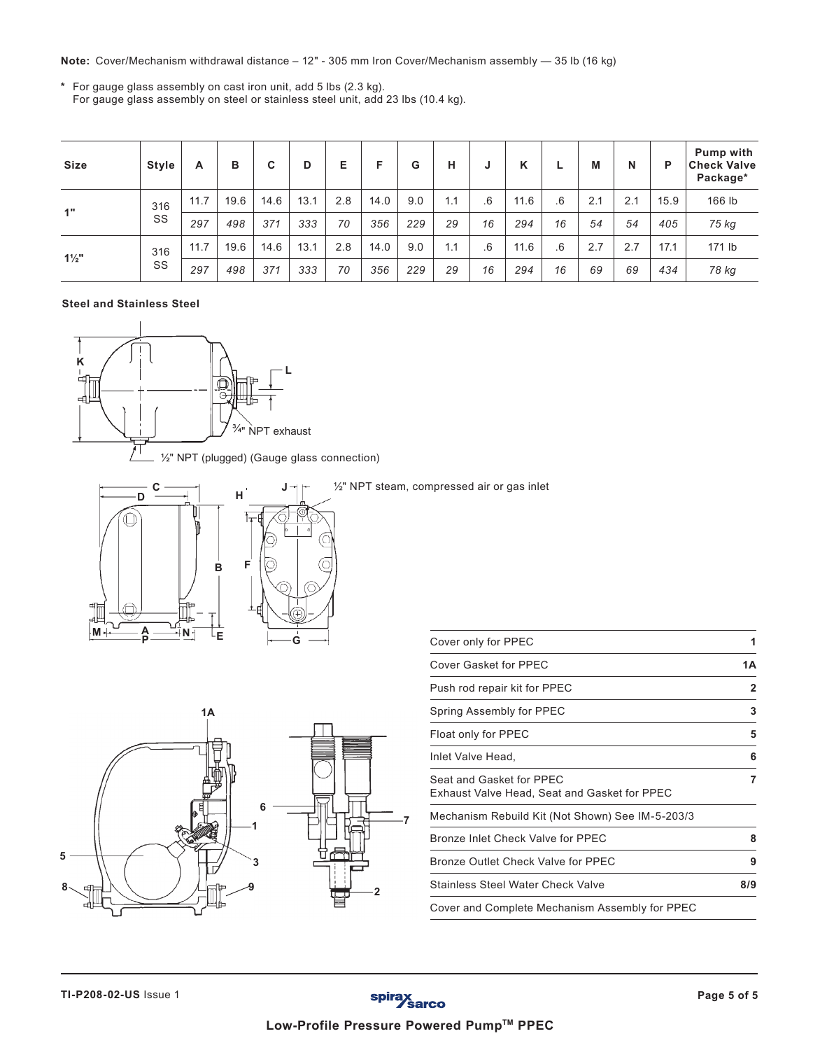**Note:** Cover/Mechanism withdrawal distance – 12" - 305 mm Iron Cover/Mechanism assembly — 35 lb (16 kg)

* For gauge glass assembly on cast iron unit, add 5 lbs (2.3 kg).
  For gauge glass assembly on steel or stainless steel unit, add 23 lbs (10.4 kg).

| Size | Style | A | B | C | D | E | F | G | H | J | K | L | M | N | P | Pump with Check Valve Package* |
|---|---|---|---|---|---|---|---|---|---|---|---|---|---|---|---|---|
| 1" | 316 SS | 11.7 | 19.6 | 14.6 | 13.1 | 2.8 | 14.0 | 9.0 | 1.1 | .6 | 11.6 | .6 | 2.1 | 2.1 | 15.9 | 166 lb |
| | | *297* | *498* | *371* | *333* | *70* | *356* | *229* | *29* | *16* | *294* | *16* | *54* | *54* | *405* | *75 kg* |
| 1½" | 316 SS | 11.7 | 19.6 | 14.6 | 13.1 | 2.8 | 14.0 | 9.0 | 1.1 | .6 | 11.6 | .6 | 2.7 | 2.7 | 17.1 | 171 lb |
| | | *297* | *498* | *371* | *333* | *70* | *356* | *229* | *29* | *16* | *294* | *16* | *69* | *69* | *434* | *78 kg* |

**Steel and Stainless Steel**

K
L
¾" NPT exhaust
½" NPT (plugged) (Gauge glass connection)
C
D
H
J
½" NPT steam, compressed air or gas inlet
B
F
M
A
P
N
E
G

1A
6
1
5
3
8
9
7
2

| | |
|---|---|
| Cover only for PPEC | 1 |
| Cover Gasket for PPEC | 1A |
| Push rod repair kit for PPEC | 2 |
| Spring Assembly for PPEC | 3 |
| Float only for PPEC | 5 |
| Inlet Valve Head, | 6 |
| Seat and Gasket for PPEC<br>Exhaust Valve Head, Seat and Gasket for PPEC | 7 |
| Mechanism Rebuild Kit (Not Shown) See IM-5-203/3 | |
| Bronze Inlet Check Valve for PPEC | 8 |
| Bronze Outlet Check Valve for PPEC | 9 |
| Stainless Steel Water Check Valve | 8/9 |
| Cover and Complete Mechanism Assembly for PPEC | |